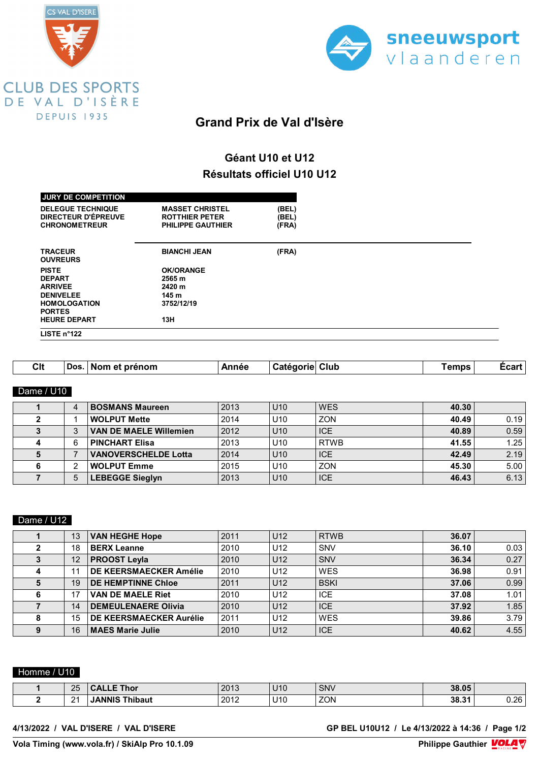CLUB DES SPORTS DE VAL D'ISÈRE DEPUIS 1935

sneeuwsport vlaanderen

# Grand Prix de Val d'Isère

## Géant U10 et U12
## Résultats officiel U10 U12

| JURY DE COMPETITION | | |
|---|---|---|
| DELEGUE TECHNIQUE | MASSET CHRISTEL | (BEL) |
| DIRECTEUR D'ÉPREUVE | ROTTHIER PETER | (BEL) |
| CHRONOMETREUR | PHILIPPE GAUTHIER | (FRA) |

| | | |
|---|---|---|
| TRACEUR | BIANCHI JEAN | (FRA) |
| OUVREURS | | |
| PISTE | OK/ORANGE | |
| DEPART | 2565 m | |
| ARRIVEE | 2420 m | |
| DENIVELEE | 145 m | |
| HOMOLOGATION | 3752/12/19 | |
| PORTES | | |
| HEURE DEPART | 13H | |

LISTE n°122

### Dame / U10

| Clt | Dos. | Nom et prénom | Année | Catégorie | Club | Temps | Écart |
|---|---|---|---|---|---|---|---|
| 1 | 4 | **BOSMANS Maureen** | 2013 | U10 | WES | **40.30** | |
| 2 | 1 | **WOLPUT Mette** | 2014 | U10 | ZON | **40.49** | 0.19 |
| 3 | 3 | **VAN DE MAELE Willemien** | 2012 | U10 | ICE | **40.89** | 0.59 |
| 4 | 6 | **PINCHART Elisa** | 2013 | U10 | RTWB | **41.55** | 1.25 |
| 5 | 7 | **VANOVERSCHELDE Lotta** | 2014 | U10 | ICE | **42.49** | 2.19 |
| 6 | 2 | **WOLPUT Emme** | 2015 | U10 | ZON | **45.30** | 5.00 |
| 7 | 5 | **LEBEGGE Sieglyn** | 2013 | U10 | ICE | **46.43** | 6.13 |

### Dame / U12

| Clt | Dos. | Nom et prénom | Année | Catégorie | Club | Temps | Écart |
|---|---|---|---|---|---|---|---|
| 1 | 13 | **VAN HEGHE Hope** | 2011 | U12 | RTWB | **36.07** | |
| 2 | 18 | **BERX Leanne** | 2010 | U12 | SNV | **36.10** | 0.03 |
| 3 | 12 | **PROOST Leyla** | 2010 | U12 | SNV | **36.34** | 0.27 |
| 4 | 11 | **DE KEERSMAECKER Amélie** | 2010 | U12 | WES | **36.98** | 0.91 |
| 5 | 19 | **DE HEMPTINNE Chloe** | 2011 | U12 | BSKI | **37.06** | 0.99 |
| 6 | 17 | **VAN DE MAELE Riet** | 2010 | U12 | ICE | **37.08** | 1.01 |
| 7 | 14 | **DEMEULENAERE Olivia** | 2010 | U12 | ICE | **37.92** | 1.85 |
| 8 | 15 | **DE KEERSMAECKER Aurélie** | 2011 | U12 | WES | **39.86** | 3.79 |
| 9 | 16 | **MAES Marie Julie** | 2010 | U12 | ICE | **40.62** | 4.55 |

### Homme / U10

| Clt | Dos. | Nom et prénom | Année | Catégorie | Club | Temps | Écart |
|---|---|---|---|---|---|---|---|
| 1 | 25 | **CALLE Thor** | 2013 | U10 | SNV | **38.05** | |
| 2 | 21 | **JANNIS Thibaut** | 2012 | U10 | ZON | **38.31** | 0.26 |

4/13/2022 / VAL D'ISERE / VAL D'ISERE — GP BEL U10U12 / Le 4/13/2022 à 14:36

Vola Timing (www.vola.fr) / SkiAlp Pro 10.1.09 — Philippe Gauthier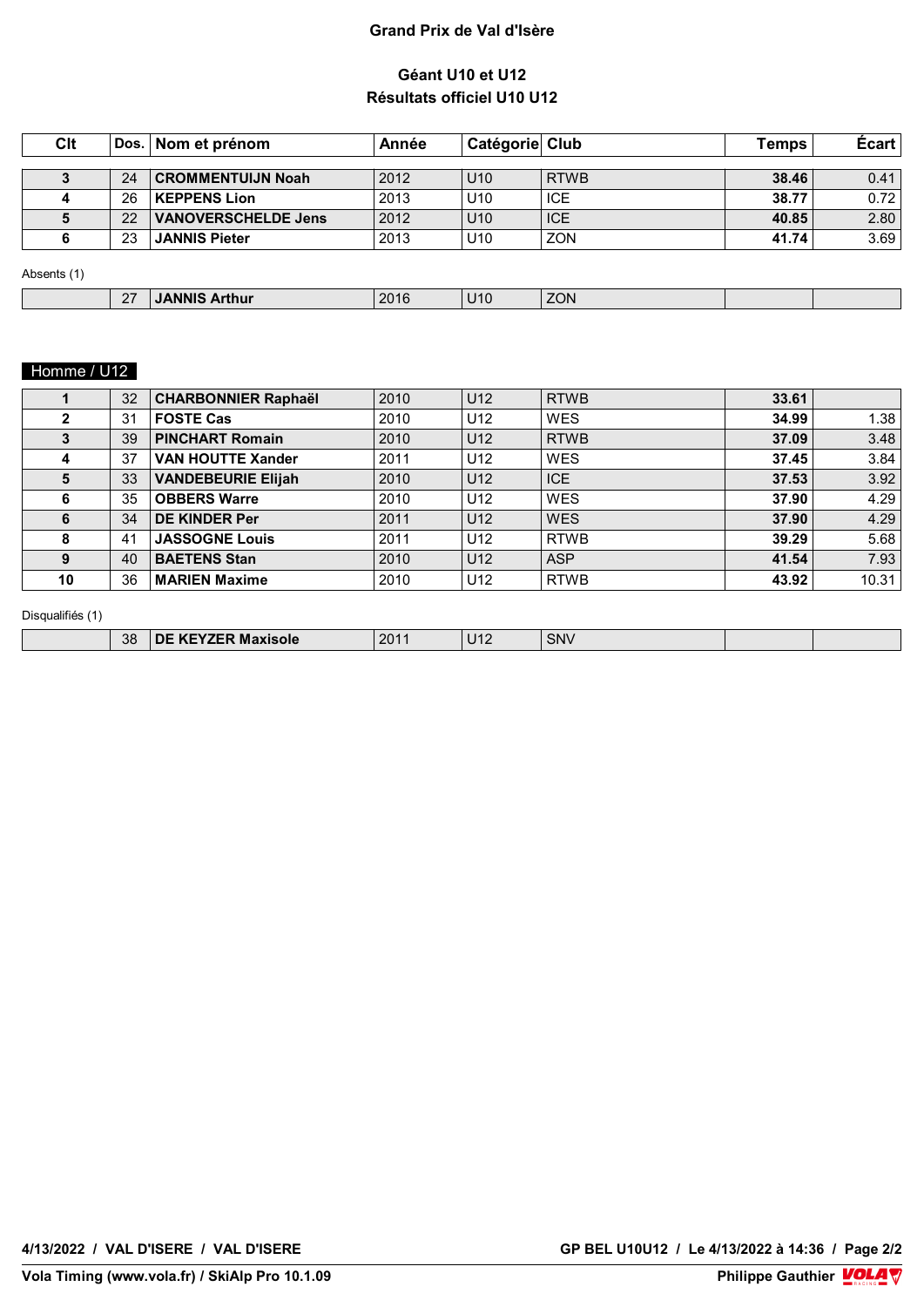# Grand Prix de Val d'Isère

## Géant U10 et U12
## Résultats officiel U10 U12

| Clt | Dos. | Nom et prénom | Année | Catégorie | Club | Temps | Écart |
|---|---|---|---|---|---|---|---|
| 3 | 24 | **CROMMENTUIJN Noah** | 2012 | U10 | RTWB | **38.46** | 0.41 |
| 4 | 26 | **KEPPENS Lion** | 2013 | U10 | ICE | **38.77** | 0.72 |
| 5 | 22 | **VANOVERSCHELDE Jens** | 2012 | U10 | ICE | **40.85** | 2.80 |
| 6 | 23 | **JANNIS Pieter** | 2013 | U10 | ZON | **41.74** | 3.69 |

Absents (1)

| | | | | | | | |
|---|---|---|---|---|---|---|---|
| | 27 | **JANNIS Arthur** | 2016 | U10 | ZON | | |

Homme / U12

| Clt | Dos. | Nom et prénom | Année | Catégorie | Club | Temps | Écart |
|---|---|---|---|---|---|---|---|
| 1 | 32 | **CHARBONNIER Raphaël** | 2010 | U12 | RTWB | **33.61** | |
| 2 | 31 | **FOSTE Cas** | 2010 | U12 | WES | **34.99** | 1.38 |
| 3 | 39 | **PINCHART Romain** | 2010 | U12 | RTWB | **37.09** | 3.48 |
| 4 | 37 | **VAN HOUTTE Xander** | 2011 | U12 | WES | **37.45** | 3.84 |
| 5 | 33 | **VANDEBEURIE Elijah** | 2010 | U12 | ICE | **37.53** | 3.92 |
| 6 | 35 | **OBBERS Warre** | 2010 | U12 | WES | **37.90** | 4.29 |
| 6 | 34 | **DE KINDER Per** | 2011 | U12 | WES | **37.90** | 4.29 |
| 8 | 41 | **JASSOGNE Louis** | 2011 | U12 | RTWB | **39.29** | 5.68 |
| 9 | 40 | **BAETENS Stan** | 2010 | U12 | ASP | **41.54** | 7.93 |
| 10 | 36 | **MARIEN Maxime** | 2010 | U12 | RTWB | **43.92** | 10.31 |

Disqualifiés (1)

| | | | | | | | |
|---|---|---|---|---|---|---|---|
| | 38 | **DE KEYZER Maxisole** | 2011 | U12 | SNV | | |

**4/13/2022 / VAL D'ISERE / VAL D'ISERE** — **GP BEL U10U12 / Le 4/13/2022 à 14:36**

**Vola Timing (www.vola.fr) / SkiAlp Pro 10.1.09** — **Philippe Gauthier**